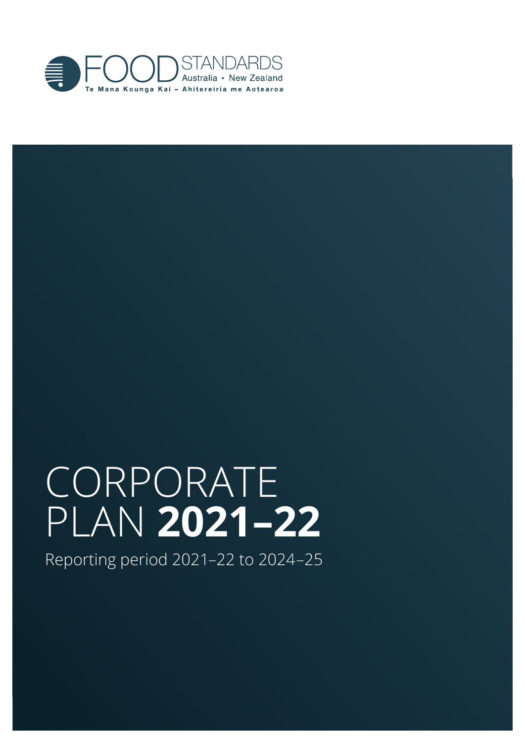FOOD STANDARDS Australia • New Zealand

Te Mana Kounga Kai – Ahitereiria me Aotearoa

# CORPORATE PLAN **2021–22**

Reporting period 2021–22 to 2024–25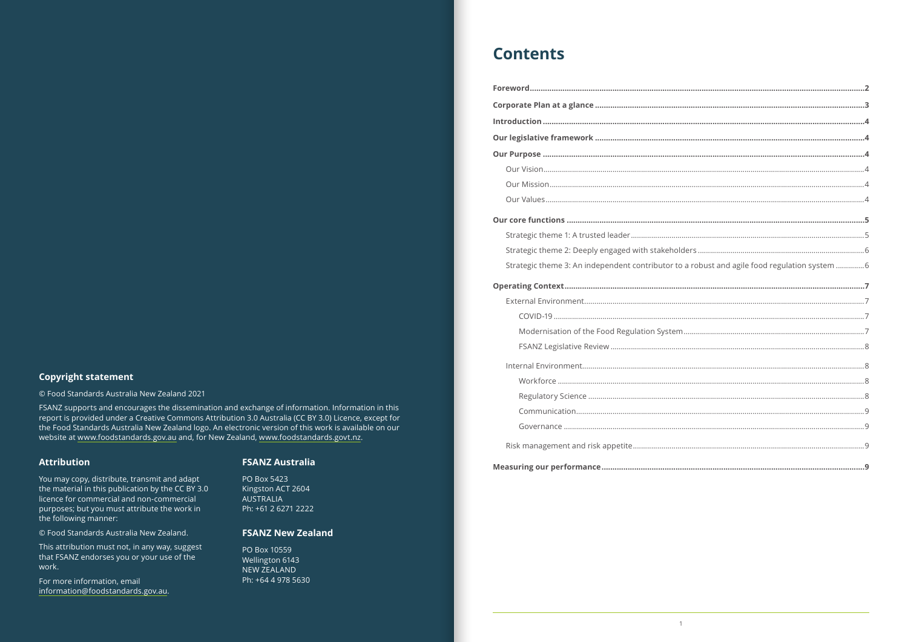## Copyright statement

© Food Standards Australia New Zealand 2021

FSANZ supports and encourages the dissemination and exchange of information. Information in this report is provided under a Creative Commons Attribution 3.0 Australia (CC BY 3.0) Licence, except for the Food Standards Australia New Zealand logo. An electronic version of this work is available on our website at www.foodstandards.gov.au and, for New Zealand, www.foodstandards.govt.nz.

## Attribution

You may copy, distribute, transmit and adapt the material in this publication by the CC BY 3.0 licence for commercial and non-commercial purposes; but you must attribute the work in the following manner:

© Food Standards Australia New Zealand.

This attribution must not, in any way, suggest that FSANZ endorses you or your use of the work.

For more information, email information@foodstandards.gov.au.

## FSANZ Australia

PO Box 5423
Kingston ACT 2604
AUSTRALIA
Ph: +61 2 6271 2222

## FSANZ New Zealand

PO Box 10559
Wellington 6143
NEW ZEALAND
Ph: +64 4 978 5630

# Contents

**Foreword** ... 2
**Corporate Plan at a glance** ... 3
**Introduction** ... 4
**Our legislative framework** ... 4
**Our Purpose** ... 4
- Our Vision ... 4
- Our Mission ... 4
- Our Values ... 4

**Our core functions** ... 5
- Strategic theme 1: A trusted leader ... 5
- Strategic theme 2: Deeply engaged with stakeholders ... 6
- Strategic theme 3: An independent contributor to a robust and agile food regulation system ... 6

**Operating Context** ... 7
- External Environment ... 7
  - COVID-19 ... 7
  - Modernisation of the Food Regulation System ... 7
  - FSANZ Legislative Review ... 8
- Internal Environment ... 8
  - Workforce ... 8
  - Regulatory Science ... 8
  - Communication ... 9
  - Governance ... 9
- Risk management and risk appetite ... 9

**Measuring our performance** ... 9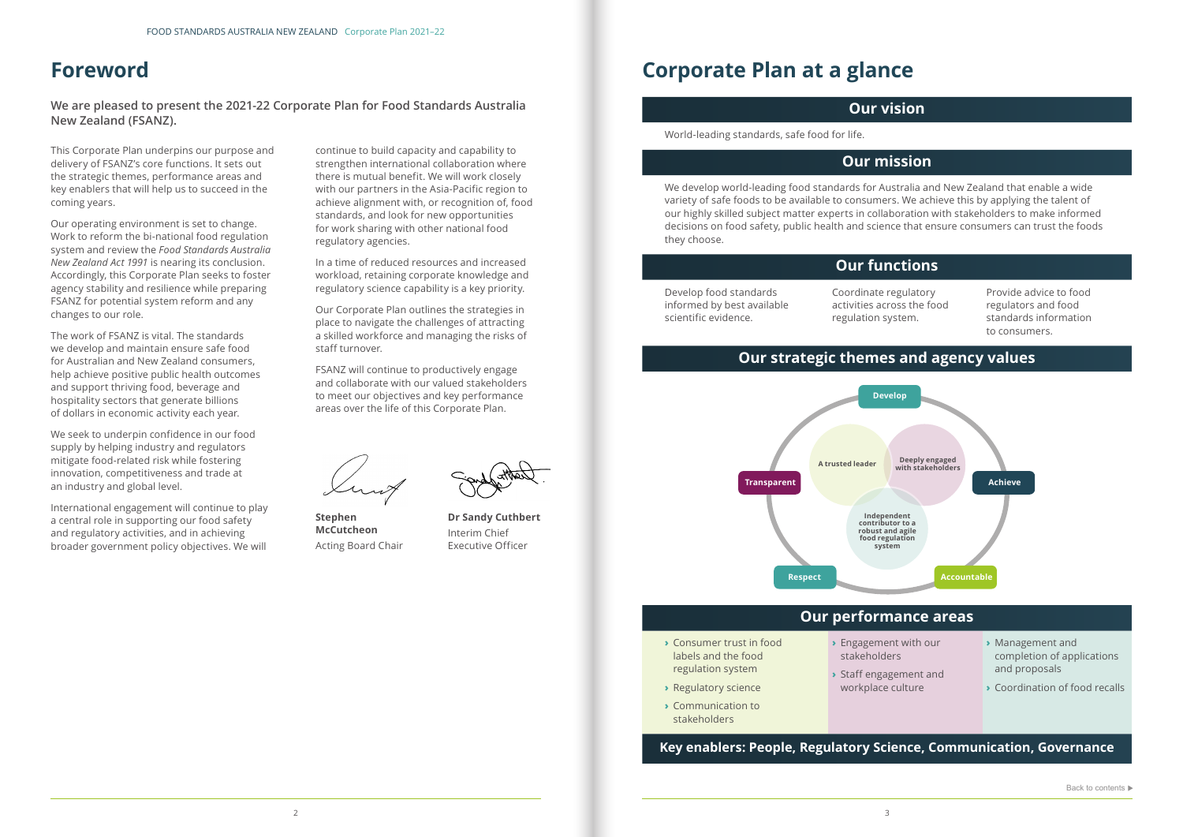# Foreword

**We are pleased to present the 2021-22 Corporate Plan for Food Standards Australia New Zealand (FSANZ).**

This Corporate Plan underpins our purpose and delivery of FSANZ's core functions. It sets out the strategic themes, performance areas and key enablers that will help us to succeed in the coming years.

Our operating environment is set to change. Work to reform the bi-national food regulation system and review the *Food Standards Australia New Zealand Act 1991* is nearing its conclusion. Accordingly, this Corporate Plan seeks to foster agency stability and resilience while preparing FSANZ for potential system reform and any changes to our role.

The work of FSANZ is vital. The standards we develop and maintain ensure safe food for Australian and New Zealand consumers, help achieve positive public health outcomes and support thriving food, beverage and hospitality sectors that generate billions of dollars in economic activity each year.

We seek to underpin confidence in our food supply by helping industry and regulators mitigate food-related risk while fostering innovation, competitiveness and trade at an industry and global level.

International engagement will continue to play a central role in supporting our food safety and regulatory activities, and in achieving broader government policy objectives. We will continue to build capacity and capability to strengthen international collaboration where there is mutual benefit. We will work closely with our partners in the Asia-Pacific region to achieve alignment with, or recognition of, food standards, and look for new opportunities for work sharing with other national food regulatory agencies.

In a time of reduced resources and increased workload, retaining corporate knowledge and regulatory science capability is a key priority.

Our Corporate Plan outlines the strategies in place to navigate the challenges of attracting a skilled workforce and managing the risks of staff turnover.

FSANZ will continue to productively engage and collaborate with our valued stakeholders to meet our objectives and key performance areas over the life of this Corporate Plan.

**Stephen McCutcheon**
Acting Board Chair

**Dr Sandy Cuthbert**
Interim Chief Executive Officer

# Corporate Plan at a glance

## Our vision

World-leading standards, safe food for life.

## Our mission

We develop world-leading food standards for Australia and New Zealand that enable a wide variety of safe foods to be available to consumers. We achieve this by applying the talent of our highly skilled subject matter experts in collaboration with stakeholders to make informed decisions on food safety, public health and science that ensure consumers can trust the foods they choose.

## Our functions

- Develop food standards informed by best available scientific evidence.
- Coordinate regulatory activities across the food regulation system.
- Provide advice to food regulators and food standards information to consumers.

## Our strategic themes and agency values

Strategic themes:
- A trusted leader
- Deeply engaged with stakeholders
- Independent contributor to a robust and agile food regulation system

Agency values: Develop, Achieve, Accountable, Respect, Transparent

## Our performance areas

- Consumer trust in food labels and the food regulation system
- Regulatory science
- Communication to stakeholders
- Engagement with our stakeholders
- Staff engagement and workplace culture
- Management and completion of applications and proposals
- Coordination of food recalls

**Key enablers: People, Regulatory Science, Communication, Governance**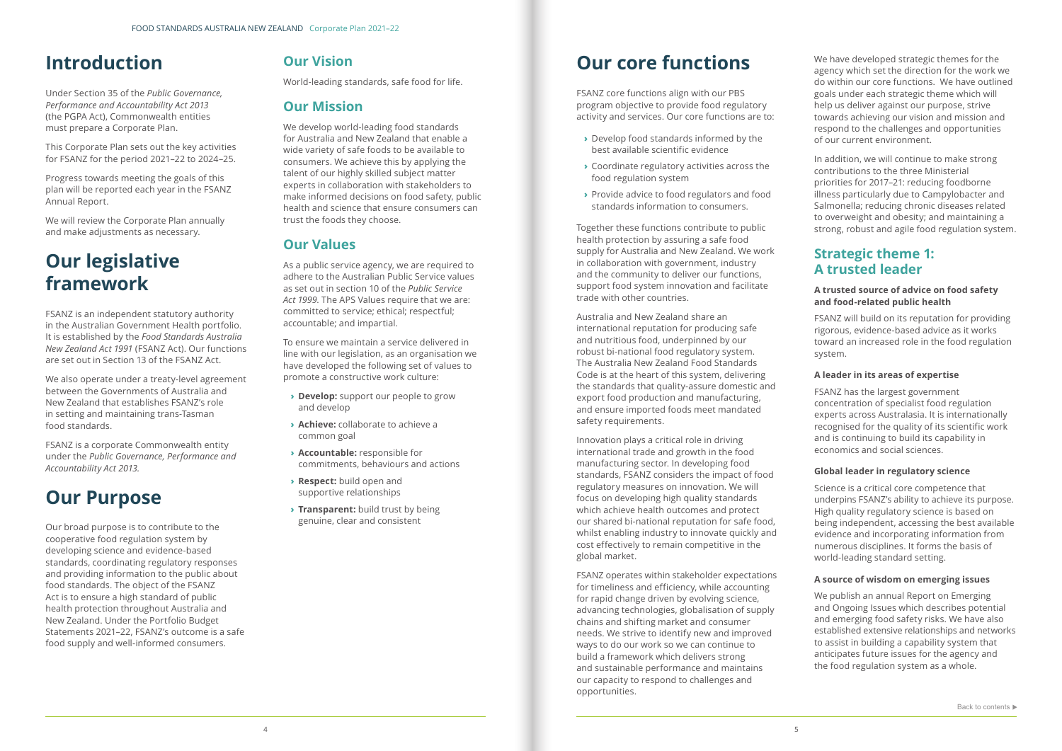# Introduction

Under Section 35 of the *Public Governance, Performance and Accountability Act 2013* (the PGPA Act), Commonwealth entities must prepare a Corporate Plan.

This Corporate Plan sets out the key activities for FSANZ for the period 2021–22 to 2024–25.

Progress towards meeting the goals of this plan will be reported each year in the FSANZ Annual Report.

We will review the Corporate Plan annually and make adjustments as necessary.

# Our legislative framework

FSANZ is an independent statutory authority in the Australian Government Health portfolio. It is established by the *Food Standards Australia New Zealand Act 1991* (FSANZ Act). Our functions are set out in Section 13 of the FSANZ Act.

We also operate under a treaty-level agreement between the Governments of Australia and New Zealand that establishes FSANZ's role in setting and maintaining trans-Tasman food standards.

FSANZ is a corporate Commonwealth entity under the *Public Governance, Performance and Accountability Act 2013.*

# Our Purpose

Our broad purpose is to contribute to the cooperative food regulation system by developing science and evidence-based standards, coordinating regulatory responses and providing information to the public about food standards. The object of the FSANZ Act is to ensure a high standard of public health protection throughout Australia and New Zealand. Under the Portfolio Budget Statements 2021–22, FSANZ's outcome is a safe food supply and well-informed consumers.

## Our Vision

World-leading standards, safe food for life.

## Our Mission

We develop world-leading food standards for Australia and New Zealand that enable a wide variety of safe foods to be available to consumers. We achieve this by applying the talent of our highly skilled subject matter experts in collaboration with stakeholders to make informed decisions on food safety, public health and science that ensure consumers can trust the foods they choose.

## Our Values

As a public service agency, we are required to adhere to the Australian Public Service values as set out in section 10 of the *Public Service Act 1999.* The APS Values require that we are: committed to service; ethical; respectful; accountable; and impartial.

To ensure we maintain a service delivered in line with our legislation, as an organisation we have developed the following set of values to promote a constructive work culture:

- **Develop:** support our people to grow and develop
- **Achieve:** collaborate to achieve a common goal
- **Accountable:** responsible for commitments, behaviours and actions
- **Respect:** build open and supportive relationships
- **Transparent:** build trust by being genuine, clear and consistent

# Our core functions

FSANZ core functions align with our PBS program objective to provide food regulatory activity and services. Our core functions are to:

- Develop food standards informed by the best available scientific evidence
- Coordinate regulatory activities across the food regulation system
- Provide advice to food regulators and food standards information to consumers.

Together these functions contribute to public health protection by assuring a safe food supply for Australia and New Zealand. We work in collaboration with government, industry and the community to deliver our functions, support food system innovation and facilitate trade with other countries.

Australia and New Zealand share an international reputation for producing safe and nutritious food, underpinned by our robust bi-national food regulatory system. The Australia New Zealand Food Standards Code is at the heart of this system, delivering the standards that quality-assure domestic and export food production and manufacturing, and ensure imported foods meet mandated safety requirements.

Innovation plays a critical role in driving international trade and growth in the food manufacturing sector. In developing food standards, FSANZ considers the impact of food regulatory measures on innovation. We will focus on developing high quality standards which achieve health outcomes and protect our shared bi-national reputation for safe food, whilst enabling industry to innovate quickly and cost effectively to remain competitive in the global market.

FSANZ operates within stakeholder expectations for timeliness and efficiency, while accounting for rapid change driven by evolving science, advancing technologies, globalisation of supply chains and shifting market and consumer needs. We strive to identify new and improved ways to do our work so we can continue to build a framework which delivers strong and sustainable performance and maintains our capacity to respond to challenges and opportunities.

We have developed strategic themes for the agency which set the direction for the work we do within our core functions. We have outlined goals under each strategic theme which will help us deliver against our purpose, strive towards achieving our vision and mission and respond to the challenges and opportunities of our current environment.

In addition, we will continue to make strong contributions to the three Ministerial priorities for 2017–21: reducing foodborne illness particularly due to Campylobacter and Salmonella; reducing chronic diseases related to overweight and obesity; and maintaining a strong, robust and agile food regulation system.

## Strategic theme 1: A trusted leader

#### A trusted source of advice on food safety and food-related public health

FSANZ will build on its reputation for providing rigorous, evidence-based advice as it works toward an increased role in the food regulation system.

#### A leader in its areas of expertise

FSANZ has the largest government concentration of specialist food regulation experts across Australasia. It is internationally recognised for the quality of its scientific work and is continuing to build its capability in economics and social sciences.

#### Global leader in regulatory science

Science is a critical core competence that underpins FSANZ's ability to achieve its purpose. High quality regulatory science is based on being independent, accessing the best available evidence and incorporating information from numerous disciplines. It forms the basis of world-leading standard setting.

#### A source of wisdom on emerging issues

We publish an annual Report on Emerging and Ongoing Issues which describes potential and emerging food safety risks. We have also established extensive relationships and networks to assist in building a capability system that anticipates future issues for the agency and the food regulation system as a whole.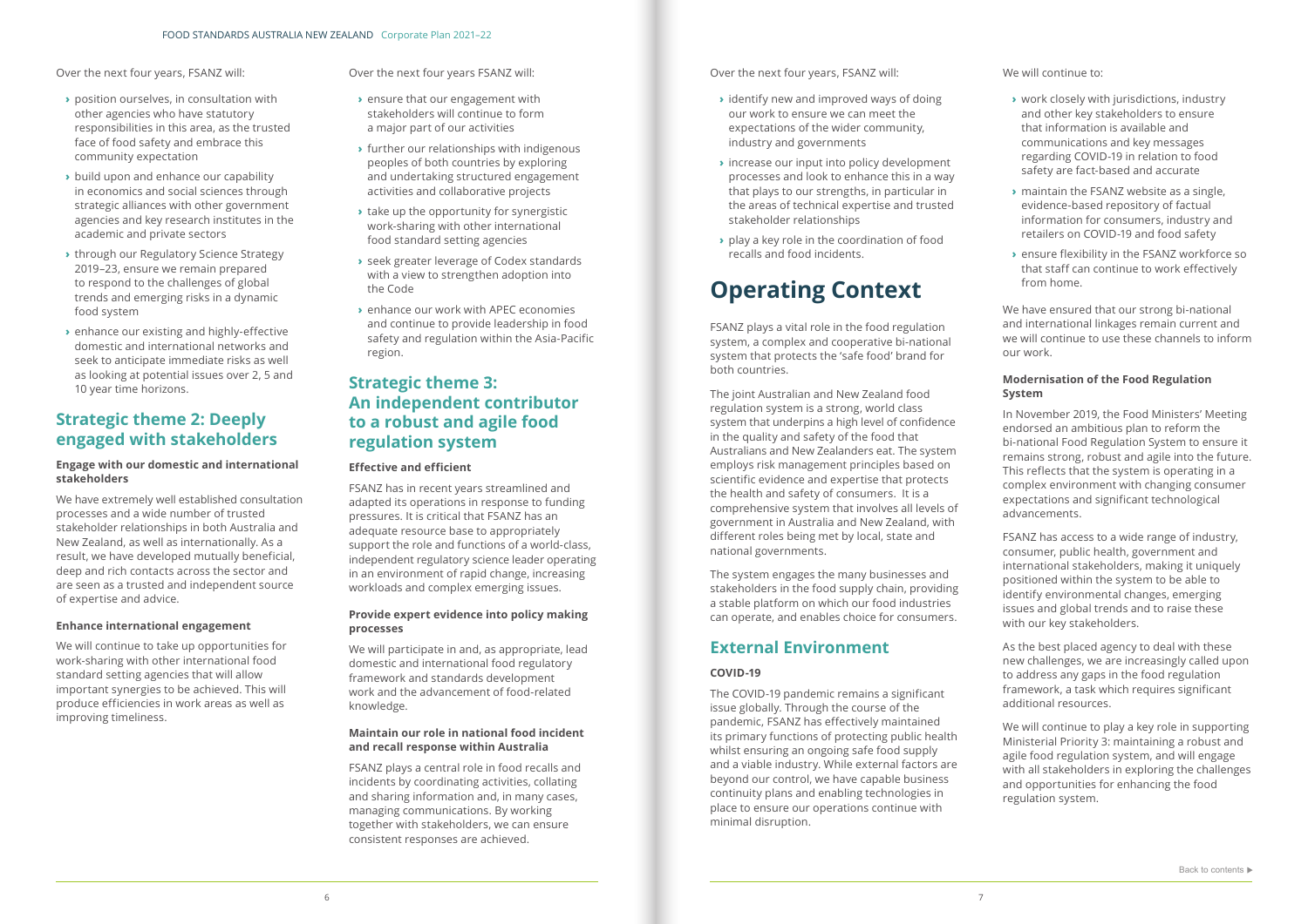Over the next four years, FSANZ will:

- position ourselves, in consultation with other agencies who have statutory responsibilities in this area, as the trusted face of food safety and embrace this community expectation
- build upon and enhance our capability in economics and social sciences through strategic alliances with other government agencies and key research institutes in the academic and private sectors
- through our Regulatory Science Strategy 2019–23, ensure we remain prepared to respond to the challenges of global trends and emerging risks in a dynamic food system
- enhance our existing and highly-effective domestic and international networks and seek to anticipate immediate risks as well as looking at potential issues over 2, 5 and 10 year time horizons.

## Strategic theme 2: Deeply engaged with stakeholders

**Engage with our domestic and international stakeholders**

We have extremely well established consultation processes and a wide number of trusted stakeholder relationships in both Australia and New Zealand, as well as internationally. As a result, we have developed mutually beneficial, deep and rich contacts across the sector and are seen as a trusted and independent source of expertise and advice.

**Enhance international engagement**

We will continue to take up opportunities for work-sharing with other international food standard setting agencies that will allow important synergies to be achieved. This will produce efficiencies in work areas as well as improving timeliness.

Over the next four years FSANZ will:

- ensure that our engagement with stakeholders will continue to form a major part of our activities
- further our relationships with indigenous peoples of both countries by exploring and undertaking structured engagement activities and collaborative projects
- take up the opportunity for synergistic work-sharing with other international food standard setting agencies
- seek greater leverage of Codex standards with a view to strengthen adoption into the Code
- enhance our work with APEC economies and continue to provide leadership in food safety and regulation within the Asia-Pacific region.

## Strategic theme 3: An independent contributor to a robust and agile food regulation system

**Effective and efficient**

FSANZ has in recent years streamlined and adapted its operations in response to funding pressures. It is critical that FSANZ has an adequate resource base to appropriately support the role and functions of a world-class, independent regulatory science leader operating in an environment of rapid change, increasing workloads and complex emerging issues.

**Provide expert evidence into policy making processes**

We will participate in and, as appropriate, lead domestic and international food regulatory framework and standards development work and the advancement of food-related knowledge.

**Maintain our role in national food incident and recall response within Australia**

FSANZ plays a central role in food recalls and incidents by coordinating activities, collating and sharing information and, in many cases, managing communications. By working together with stakeholders, we can ensure consistent responses are achieved.

Over the next four years, FSANZ will:

- identify new and improved ways of doing our work to ensure we can meet the expectations of the wider community, industry and governments
- increase our input into policy development processes and look to enhance this in a way that plays to our strengths, in particular in the areas of technical expertise and trusted stakeholder relationships
- play a key role in the coordination of food recalls and food incidents.

# Operating Context

FSANZ plays a vital role in the food regulation system, a complex and cooperative bi-national system that protects the 'safe food' brand for both countries.

The joint Australian and New Zealand food regulation system is a strong, world class system that underpins a high level of confidence in the quality and safety of the food that Australians and New Zealanders eat. The system employs risk management principles based on scientific evidence and expertise that protects the health and safety of consumers. It is a comprehensive system that involves all levels of government in Australia and New Zealand, with different roles being met by local, state and national governments.

The system engages the many businesses and stakeholders in the food supply chain, providing a stable platform on which our food industries can operate, and enables choice for consumers.

## External Environment

**COVID-19**

The COVID-19 pandemic remains a significant issue globally. Through the course of the pandemic, FSANZ has effectively maintained its primary functions of protecting public health whilst ensuring an ongoing safe food supply and a viable industry. While external factors are beyond our control, we have capable business continuity plans and enabling technologies in place to ensure our operations continue with minimal disruption.

We will continue to:

- work closely with jurisdictions, industry and other key stakeholders to ensure that information is available and communications and key messages regarding COVID-19 in relation to food safety are fact-based and accurate
- maintain the FSANZ website as a single, evidence-based repository of factual information for consumers, industry and retailers on COVID-19 and food safety
- ensure flexibility in the FSANZ workforce so that staff can continue to work effectively from home.

We have ensured that our strong bi-national and international linkages remain current and we will continue to use these channels to inform our work.

**Modernisation of the Food Regulation System**

In November 2019, the Food Ministers' Meeting endorsed an ambitious plan to reform the bi-national Food Regulation System to ensure it remains strong, robust and agile into the future. This reflects that the system is operating in a complex environment with changing consumer expectations and significant technological advancements.

FSANZ has access to a wide range of industry, consumer, public health, government and international stakeholders, making it uniquely positioned within the system to be able to identify environmental changes, emerging issues and global trends and to raise these with our key stakeholders.

As the best placed agency to deal with these new challenges, we are increasingly called upon to address any gaps in the food regulation framework, a task which requires significant additional resources.

We will continue to play a key role in supporting Ministerial Priority 3: maintaining a robust and agile food regulation system, and will engage with all stakeholders in exploring the challenges and opportunities for enhancing the food regulation system.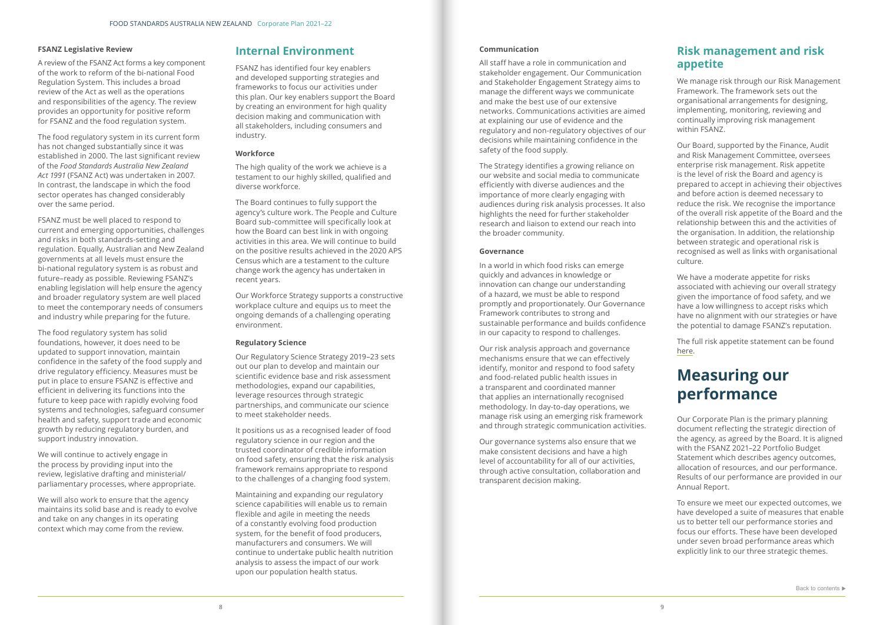### FSANZ Legislative Review

A review of the FSANZ Act forms a key component of the work to reform of the bi-national Food Regulation System. This includes a broad review of the Act as well as the operations and responsibilities of the agency. The review provides an opportunity for positive reform for FSANZ and the food regulation system.

The food regulatory system in its current form has not changed substantially since it was established in 2000. The last significant review of the *Food Standards Australia New Zealand Act 1991* (FSANZ Act) was undertaken in 2007. In contrast, the landscape in which the food sector operates has changed considerably over the same period.

FSANZ must be well placed to respond to current and emerging opportunities, challenges and risks in both standards-setting and regulation. Equally, Australian and New Zealand governments at all levels must ensure the bi-national regulatory system is as robust and future–ready as possible. Reviewing FSANZ's enabling legislation will help ensure the agency and broader regulatory system are well placed to meet the contemporary needs of consumers and industry while preparing for the future.

The food regulatory system has solid foundations, however, it does need to be updated to support innovation, maintain confidence in the safety of the food supply and drive regulatory efficiency. Measures must be put in place to ensure FSANZ is effective and efficient in delivering its functions into the future to keep pace with rapidly evolving food systems and technologies, safeguard consumer health and safety, support trade and economic growth by reducing regulatory burden, and support industry innovation.

We will continue to actively engage in the process by providing input into the review, legislative drafting and ministerial/parliamentary processes, where appropriate.

We will also work to ensure that the agency maintains its solid base and is ready to evolve and take on any changes in its operating context which may come from the review.

## Internal Environment

FSANZ has identified four key enablers and developed supporting strategies and frameworks to focus our activities under this plan. Our key enablers support the Board by creating an environment for high quality decision making and communication with all stakeholders, including consumers and industry.

### Workforce

The high quality of the work we achieve is a testament to our highly skilled, qualified and diverse workforce.

The Board continues to fully support the agency's culture work. The People and Culture Board sub-committee will specifically look at how the Board can best link in with ongoing activities in this area. We will continue to build on the positive results achieved in the 2020 APS Census which are a testament to the culture change work the agency has undertaken in recent years.

Our Workforce Strategy supports a constructive workplace culture and equips us to meet the ongoing demands of a challenging operating environment.

### Regulatory Science

Our Regulatory Science Strategy 2019–23 sets out our plan to develop and maintain our scientific evidence base and risk assessment methodologies, expand our capabilities, leverage resources through strategic partnerships, and communicate our science to meet stakeholder needs.

It positions us as a recognised leader of food regulatory science in our region and the trusted coordinator of credible information on food safety, ensuring that the risk analysis framework remains appropriate to respond to the challenges of a changing food system.

Maintaining and expanding our regulatory science capabilities will enable us to remain flexible and agile in meeting the needs of a constantly evolving food production system, for the benefit of food producers, manufacturers and consumers. We will continue to undertake public health nutrition analysis to assess the impact of our work upon our population health status.

### Communication

All staff have a role in communication and stakeholder engagement. Our Communication and Stakeholder Engagement Strategy aims to manage the different ways we communicate and make the best use of our extensive networks. Communications activities are aimed at explaining our use of evidence and the regulatory and non-regulatory objectives of our decisions while maintaining confidence in the safety of the food supply.

The Strategy identifies a growing reliance on our website and social media to communicate efficiently with diverse audiences and the importance of more clearly engaging with audiences during risk analysis processes. It also highlights the need for further stakeholder research and liaison to extend our reach into the broader community.

### Governance

In a world in which food risks can emerge quickly and advances in knowledge or innovation can change our understanding of a hazard, we must be able to respond promptly and proportionately. Our Governance Framework contributes to strong and sustainable performance and builds confidence in our capacity to respond to challenges.

Our risk analysis approach and governance mechanisms ensure that we can effectively identify, monitor and respond to food safety and food-related public health issues in a transparent and coordinated manner that applies an internationally recognised methodology. In day-to-day operations, we manage risk using an emerging risk framework and through strategic communication activities.

Our governance systems also ensure that we make consistent decisions and have a high level of accountability for all of our activities, through active consultation, collaboration and transparent decision making.

## Risk management and risk appetite

We manage risk through our Risk Management Framework. The framework sets out the organisational arrangements for designing, implementing, monitoring, reviewing and continually improving risk management within FSANZ.

Our Board, supported by the Finance, Audit and Risk Management Committee, oversees enterprise risk management. Risk appetite is the level of risk the Board and agency is prepared to accept in achieving their objectives and before action is deemed necessary to reduce the risk. We recognise the importance of the overall risk appetite of the Board and the relationship between this and the activities of the organisation. In addition, the relationship between strategic and operational risk is recognised as well as links with organisational culture.

We have a moderate appetite for risks associated with achieving our overall strategy given the importance of food safety, and we have a low willingness to accept risks which have no alignment with our strategies or have the potential to damage FSANZ's reputation.

The full risk appetite statement can be found here.

# Measuring our performance

Our Corporate Plan is the primary planning document reflecting the strategic direction of the agency, as agreed by the Board. It is aligned with the FSANZ 2021–22 Portfolio Budget Statement which describes agency outcomes, allocation of resources, and our performance. Results of our performance are provided in our Annual Report.

To ensure we meet our expected outcomes, we have developed a suite of measures that enable us to better tell our performance stories and focus our efforts. These have been developed under seven broad performance areas which explicitly link to our three strategic themes.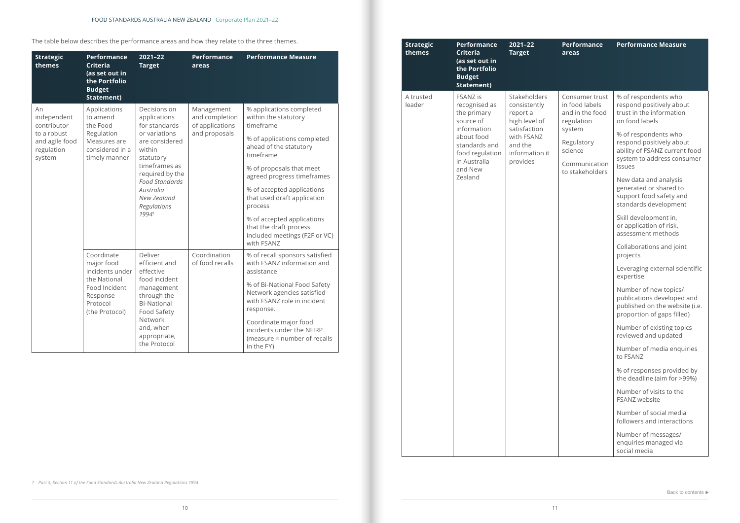The table below describes the performance areas and how they relate to the three themes.

| Strategic themes | Performance Criteria (as set out in the Portfolio Budget Statement) | 2021–22 Target | Performance areas | Performance Measure |
|---|---|---|---|---|
| An independent contributor to a robust and agile food regulation system | Applications to amend the Food Regulation Measures are considered in a timely manner | Decisions on applications for standards or variations are considered within statutory timeframes as required by the *Food Standards Australia New Zealand Regulations 1994*[1] | Management and completion of applications and proposals | % applications completed within the statutory timeframe<br><br>% of applications completed ahead of the statutory timeframe<br><br>% of proposals that meet agreed progress timeframes<br><br>% of accepted applications that used draft application process<br><br>% of accepted applications that the draft process included meetings (F2F or VC) with FSANZ |
| | Coordinate major food incidents under the National Food Incident Response Protocol (the Protocol) | Deliver efficient and effective food incident management through the Bi-National Food Safety Network and, when appropriate, the Protocol | Coordination of food recalls | % of recall sponsors satisfied with FSANZ information and assistance<br><br>% of Bi-National Food Safety Network agencies satisfied with FSANZ role in incident response.<br><br>Coordinate major food incidents under the NFIRP (measure = number of recalls in the FY) |
| A trusted leader | FSANZ is recognised as the primary source of information about food standards and food regulation in Australia and New Zealand | Stakeholders consistently report a high level of satisfaction with FSANZ and the information it provides | Consumer trust in food labels and in the food regulation system<br><br>Regulatory science<br><br>Communication to stakeholders | % of respondents who respond positively about trust in the information on food labels<br><br>% of respondents who respond positively about ability of FSANZ current food system to address consumer issues<br><br>New data and analysis generated or shared to support food safety and standards development<br><br>Skill development in, or application of risk, assessment methods<br><br>Collaborations and joint projects<br><br>Leveraging external scientific expertise<br><br>Number of new topics/ publications developed and published on the website (i.e. proportion of gaps filled)<br><br>Number of existing topics reviewed and updated<br><br>Number of media enquiries to FSANZ<br><br>% of responses provided by the deadline (aim for >99%)<br><br>Number of visits to the FSANZ website<br><br>Number of social media followers and interactions<br><br>Number of messages/ enquiries managed via social media |

1 Part 5, Section 11 of the Food Standards Australia New Zealand Regulations 1994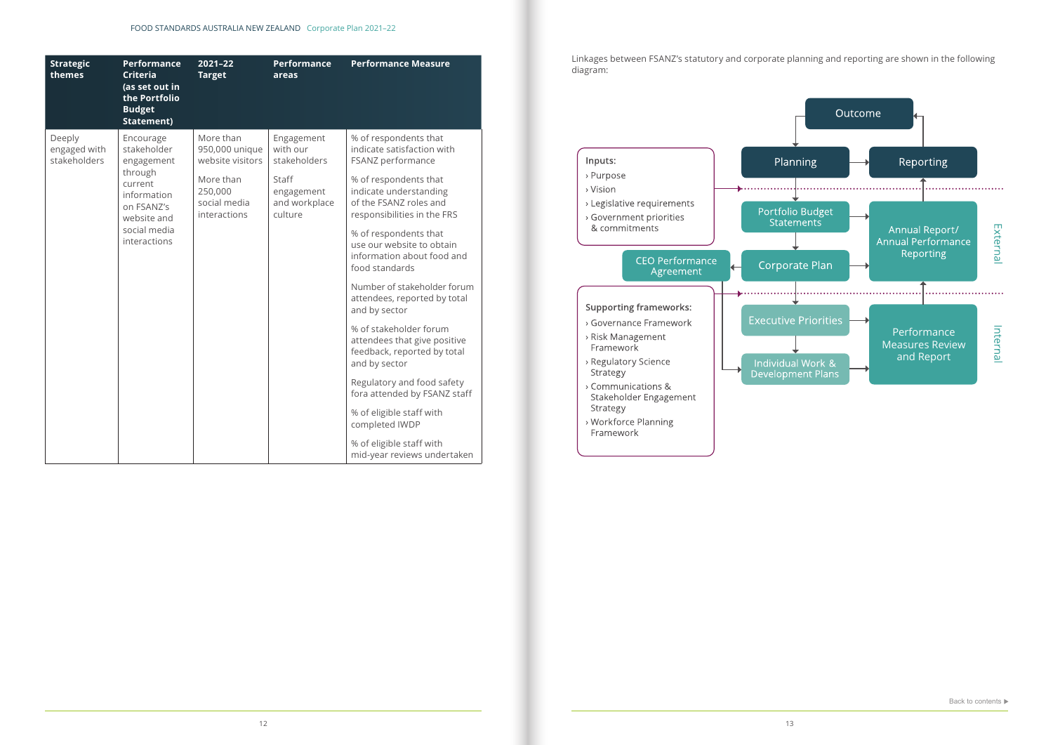| Strategic themes | Performance Criteria (as set out in the Portfolio Budget Statement) | 2021–22 Target | Performance areas | Performance Measure |
|---|---|---|---|---|
| Deeply engaged with stakeholders | Encourage stakeholder engagement through current information on FSANZ's website and social media interactions | More than 950,000 unique website visitors<br><br>More than 250,000 social media interactions | Engagement with our stakeholders<br><br>Staff engagement and workplace culture | % of respondents that indicate satisfaction with FSANZ performance<br><br>% of respondents that indicate understanding of the FSANZ roles and responsibilities in the FRS<br><br>% of respondents that use our website to obtain information about food and food standards<br><br>Number of stakeholder forum attendees, reported by total and by sector<br><br>% of stakeholder forum attendees that give positive feedback, reported by total and by sector<br><br>Regulatory and food safety fora attended by FSANZ staff<br><br>% of eligible staff with completed IWDP<br><br>% of eligible staff with mid-year reviews undertaken |

Linkages between FSANZ's statutory and corporate planning and reporting are shown in the following diagram:

**Inputs:**
- Purpose
- Vision
- Legislative requirements
- Government priorities & commitments

**Supporting frameworks:**
- Governance Framework
- Risk Management Framework
- Regulatory Science Strategy
- Communications & Stakeholder Engagement Strategy
- Workforce Planning Framework

Outcome

Planning → Reporting

External:
- Portfolio Budget Statements
- Corporate Plan → CEO Performance Agreement
- Annual Report/ Annual Performance Reporting

Internal:
- Executive Priorities
- Individual Work & Development Plans
- Performance Measures Review and Report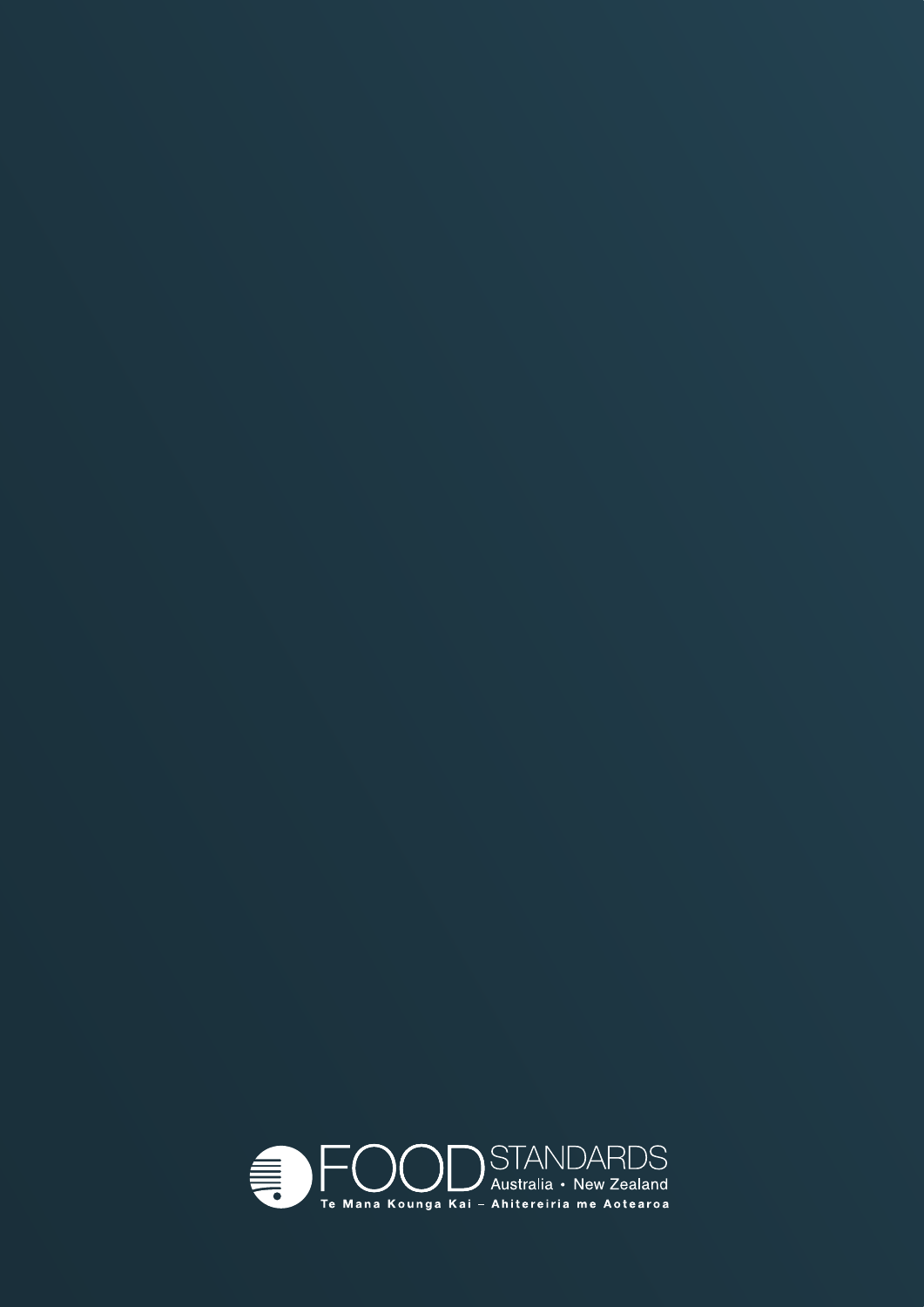FOOD STANDARDS Australia • New Zealand

Te Mana Kounga Kai – Ahitereiria me Aotearoa